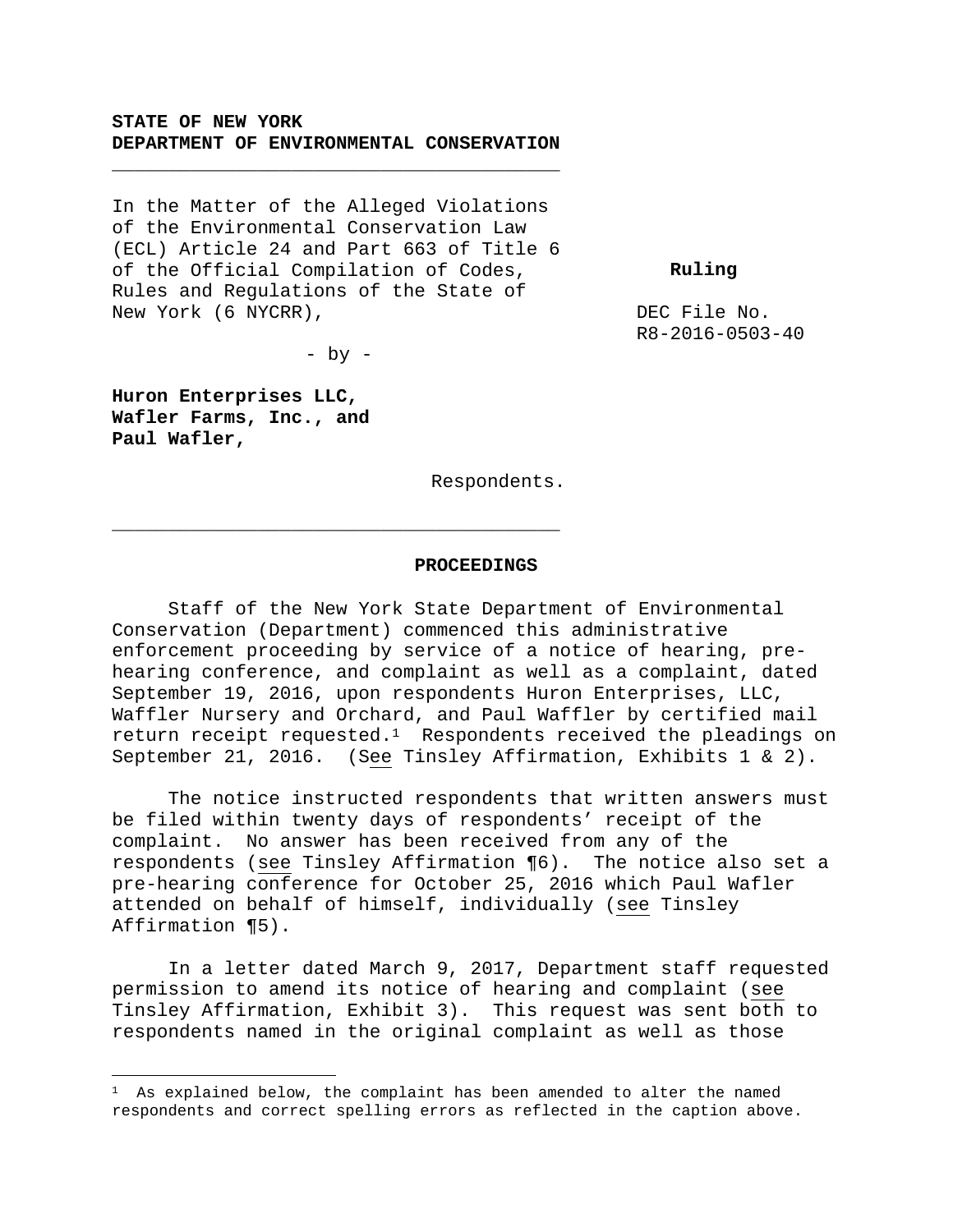**STATE OF NEW YORK**
**DEPARTMENT OF ENVIRONMENTAL CONSERVATION**

---

In the Matter of the Alleged Violations of the Environmental Conservation Law (ECL) Article 24 and Part 663 of Title 6 of the Official Compilation of Codes, Rules and Regulations of the State of New York (6 NYCRR),

- by -

**Huron Enterprises LLC,**
**Wafler Farms, Inc., and**
**Paul Wafler,**

Respondents.

**Ruling**

DEC File No. R8-2016-0503-40

---

## PROCEEDINGS

Staff of the New York State Department of Environmental Conservation (Department) commenced this administrative enforcement proceeding by service of a notice of hearing, pre-hearing conference, and complaint as well as a complaint, dated September 19, 2016, upon respondents Huron Enterprises, LLC, Waffler Nursery and Orchard, and Paul Waffler by certified mail return receipt requested.[1] Respondents received the pleadings on September 21, 2016. (See Tinsley Affirmation, Exhibits 1 & 2).

The notice instructed respondents that written answers must be filed within twenty days of respondents' receipt of the complaint. No answer has been received from any of the respondents (see Tinsley Affirmation ¶6). The notice also set a pre-hearing conference for October 25, 2016 which Paul Wafler attended on behalf of himself, individually (see Tinsley Affirmation ¶5).

In a letter dated March 9, 2017, Department staff requested permission to amend its notice of hearing and complaint (see Tinsley Affirmation, Exhibit 3). This request was sent both to respondents named in the original complaint as well as those

---

[1] As explained below, the complaint has been amended to alter the named respondents and correct spelling errors as reflected in the caption above.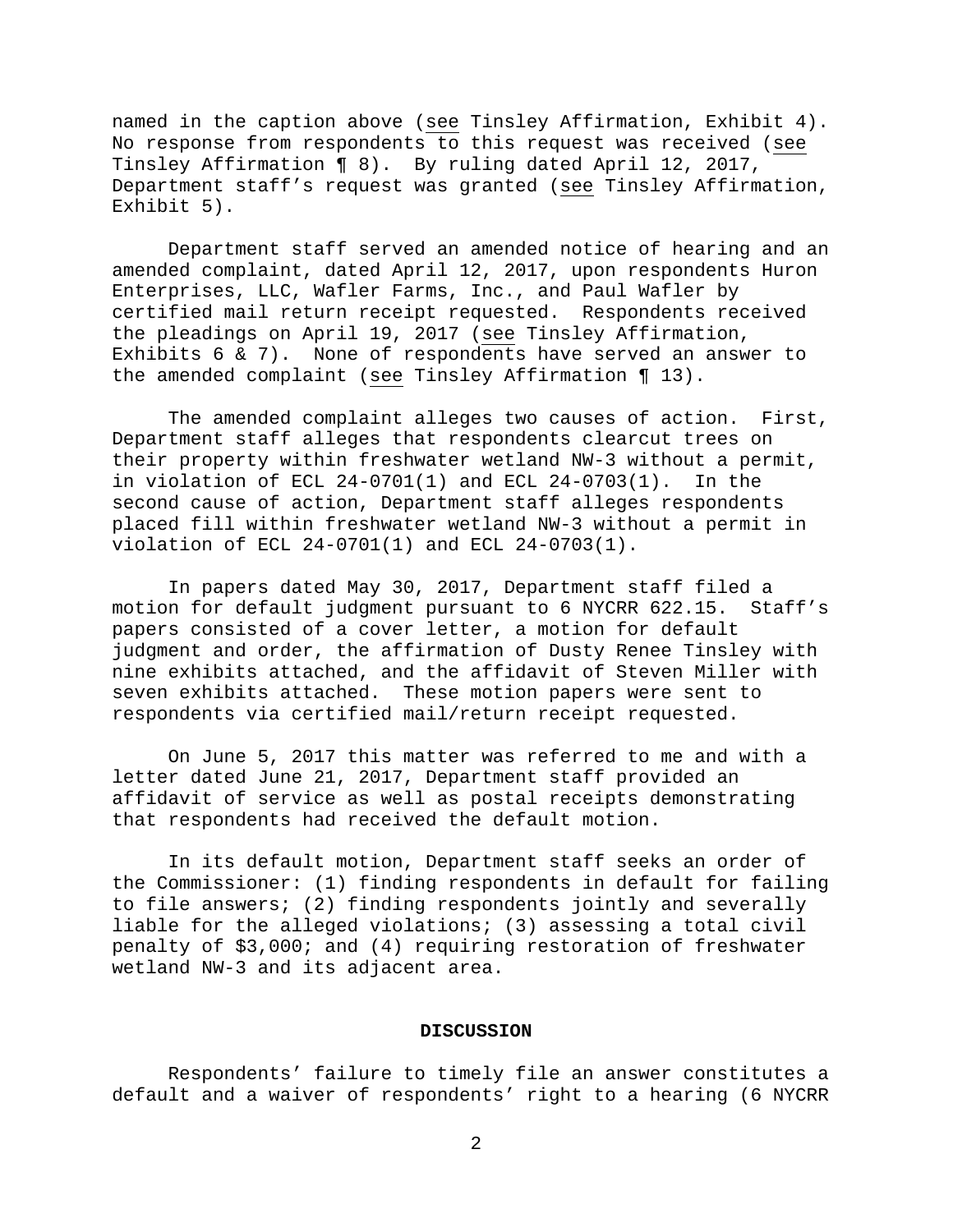named in the caption above (see Tinsley Affirmation, Exhibit 4). No response from respondents to this request was received (see Tinsley Affirmation ¶ 8). By ruling dated April 12, 2017, Department staff's request was granted (see Tinsley Affirmation, Exhibit 5).

Department staff served an amended notice of hearing and an amended complaint, dated April 12, 2017, upon respondents Huron Enterprises, LLC, Wafler Farms, Inc., and Paul Wafler by certified mail return receipt requested. Respondents received the pleadings on April 19, 2017 (see Tinsley Affirmation, Exhibits 6 & 7). None of respondents have served an answer to the amended complaint (see Tinsley Affirmation ¶ 13).

The amended complaint alleges two causes of action. First, Department staff alleges that respondents clearcut trees on their property within freshwater wetland NW-3 without a permit, in violation of ECL 24-0701(1) and ECL 24-0703(1). In the second cause of action, Department staff alleges respondents placed fill within freshwater wetland NW-3 without a permit in violation of ECL 24-0701(1) and ECL 24-0703(1).

In papers dated May 30, 2017, Department staff filed a motion for default judgment pursuant to 6 NYCRR 622.15. Staff's papers consisted of a cover letter, a motion for default judgment and order, the affirmation of Dusty Renee Tinsley with nine exhibits attached, and the affidavit of Steven Miller with seven exhibits attached. These motion papers were sent to respondents via certified mail/return receipt requested.

On June 5, 2017 this matter was referred to me and with a letter dated June 21, 2017, Department staff provided an affidavit of service as well as postal receipts demonstrating that respondents had received the default motion.

In its default motion, Department staff seeks an order of the Commissioner: (1) finding respondents in default for failing to file answers; (2) finding respondents jointly and severally liable for the alleged violations; (3) assessing a total civil penalty of $3,000; and (4) requiring restoration of freshwater wetland NW-3 and its adjacent area.

## DISCUSSION

Respondents' failure to timely file an answer constitutes a default and a waiver of respondents' right to a hearing (6 NYCRR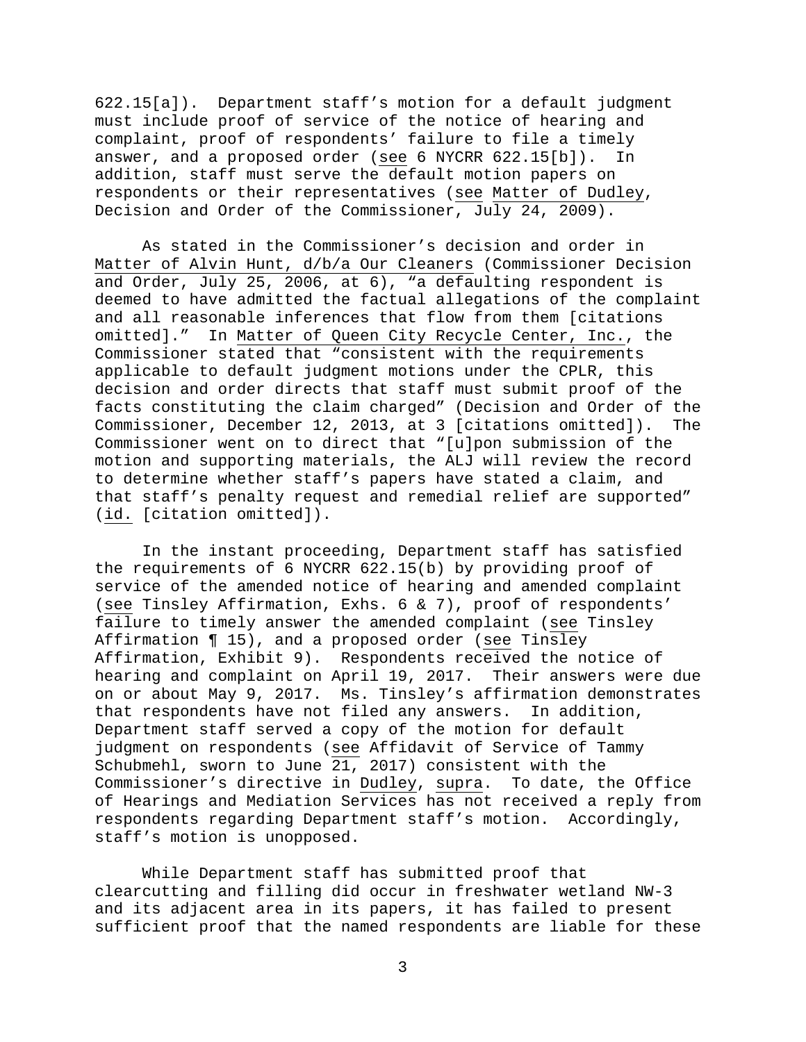622.15[a]). Department staff's motion for a default judgment must include proof of service of the notice of hearing and complaint, proof of respondents' failure to file a timely answer, and a proposed order (see 6 NYCRR 622.15[b]). In addition, staff must serve the default motion papers on respondents or their representatives (see Matter of Dudley, Decision and Order of the Commissioner, July 24, 2009).

As stated in the Commissioner's decision and order in Matter of Alvin Hunt, d/b/a Our Cleaners (Commissioner Decision and Order, July 25, 2006, at 6), "a defaulting respondent is deemed to have admitted the factual allegations of the complaint and all reasonable inferences that flow from them [citations omitted]." In Matter of Queen City Recycle Center, Inc., the Commissioner stated that "consistent with the requirements applicable to default judgment motions under the CPLR, this decision and order directs that staff must submit proof of the facts constituting the claim charged" (Decision and Order of the Commissioner, December 12, 2013, at 3 [citations omitted]). The Commissioner went on to direct that "[u]pon submission of the motion and supporting materials, the ALJ will review the record to determine whether staff's papers have stated a claim, and that staff's penalty request and remedial relief are supported" (id. [citation omitted]).

In the instant proceeding, Department staff has satisfied the requirements of 6 NYCRR 622.15(b) by providing proof of service of the amended notice of hearing and amended complaint (see Tinsley Affirmation, Exhs. 6 & 7), proof of respondents' failure to timely answer the amended complaint (see Tinsley Affirmation ¶ 15), and a proposed order (see Tinsley Affirmation, Exhibit 9). Respondents received the notice of hearing and complaint on April 19, 2017. Their answers were due on or about May 9, 2017. Ms. Tinsley's affirmation demonstrates that respondents have not filed any answers. In addition, Department staff served a copy of the motion for default judgment on respondents (see Affidavit of Service of Tammy Schubmehl, sworn to June 21, 2017) consistent with the Commissioner's directive in Dudley, supra. To date, the Office of Hearings and Mediation Services has not received a reply from respondents regarding Department staff's motion. Accordingly, staff's motion is unopposed.

While Department staff has submitted proof that clearcutting and filling did occur in freshwater wetland NW-3 and its adjacent area in its papers, it has failed to present sufficient proof that the named respondents are liable for these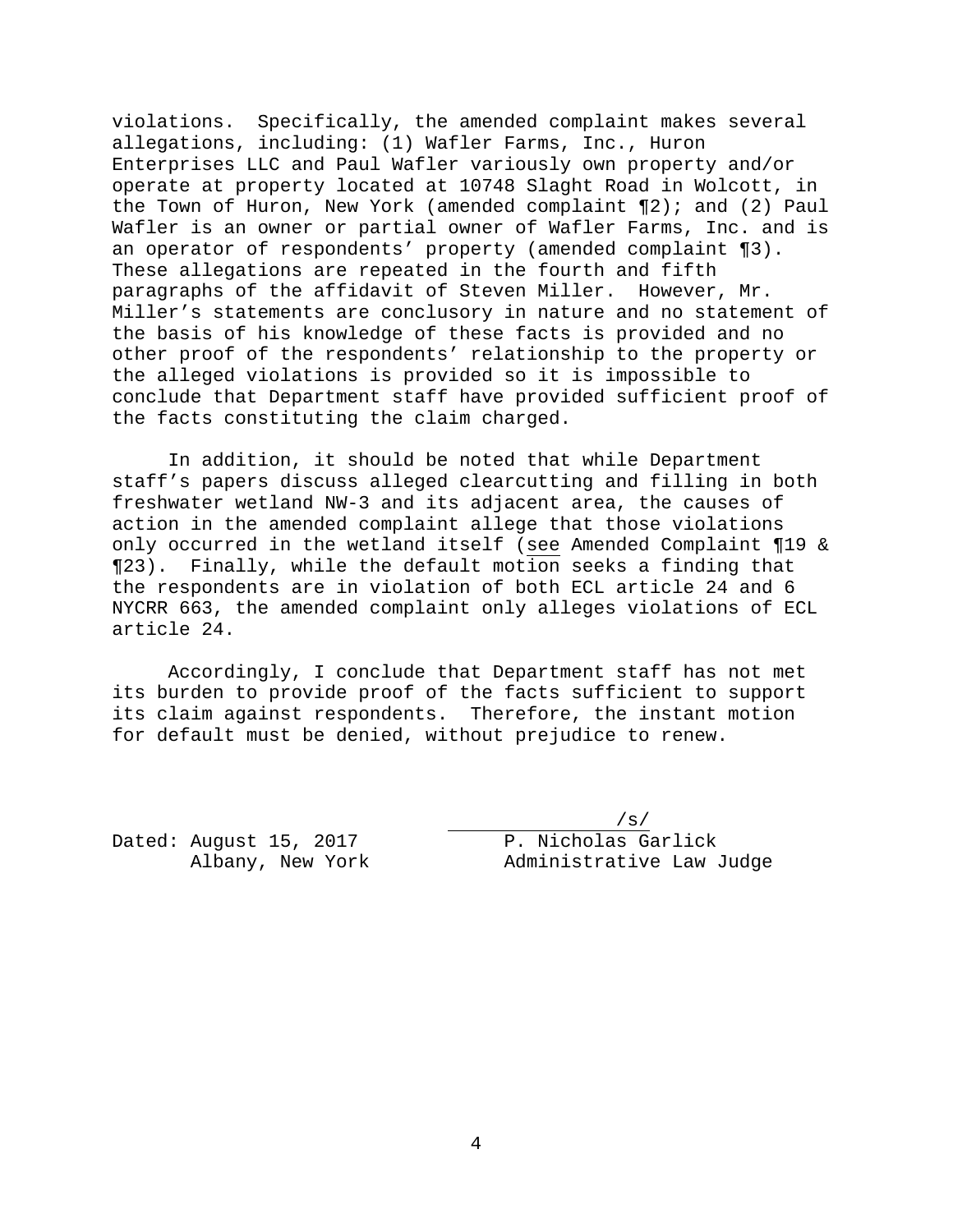violations. Specifically, the amended complaint makes several allegations, including: (1) Wafler Farms, Inc., Huron Enterprises LLC and Paul Wafler variously own property and/or operate at property located at 10748 Slaght Road in Wolcott, in the Town of Huron, New York (amended complaint ¶2); and (2) Paul Wafler is an owner or partial owner of Wafler Farms, Inc. and is an operator of respondents' property (amended complaint ¶3). These allegations are repeated in the fourth and fifth paragraphs of the affidavit of Steven Miller. However, Mr. Miller's statements are conclusory in nature and no statement of the basis of his knowledge of these facts is provided and no other proof of the respondents' relationship to the property or the alleged violations is provided so it is impossible to conclude that Department staff have provided sufficient proof of the facts constituting the claim charged.

In addition, it should be noted that while Department staff's papers discuss alleged clearcutting and filling in both freshwater wetland NW-3 and its adjacent area, the causes of action in the amended complaint allege that those violations only occurred in the wetland itself (see Amended Complaint ¶19 & ¶23). Finally, while the default motion seeks a finding that the respondents are in violation of both ECL article 24 and 6 NYCRR 663, the amended complaint only alleges violations of ECL article 24.

Accordingly, I conclude that Department staff has not met its burden to provide proof of the facts sufficient to support its claim against respondents. Therefore, the instant motion for default must be denied, without prejudice to renew.

/s/

Dated: August 15, 2017
Albany, New York

P. Nicholas Garlick
Administrative Law Judge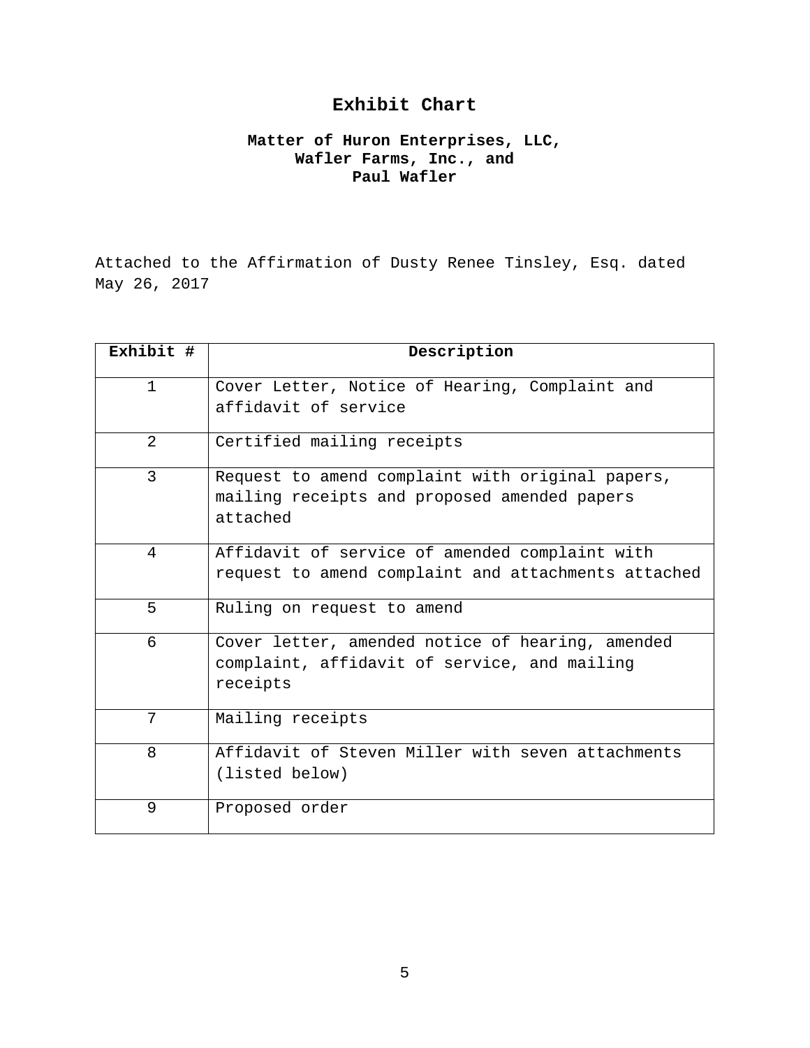# Exhibit Chart

**Matter of Huron Enterprises, LLC,**
**Wafler Farms, Inc., and**
**Paul Wafler**

Attached to the Affirmation of Dusty Renee Tinsley, Esq. dated May 26, 2017

| Exhibit # | Description |
|---|---|
| 1 | Cover Letter, Notice of Hearing, Complaint and affidavit of service |
| 2 | Certified mailing receipts |
| 3 | Request to amend complaint with original papers, mailing receipts and proposed amended papers attached |
| 4 | Affidavit of service of amended complaint with request to amend complaint and attachments attached |
| 5 | Ruling on request to amend |
| 6 | Cover letter, amended notice of hearing, amended complaint, affidavit of service, and mailing receipts |
| 7 | Mailing receipts |
| 8 | Affidavit of Steven Miller with seven attachments (listed below) |
| 9 | Proposed order |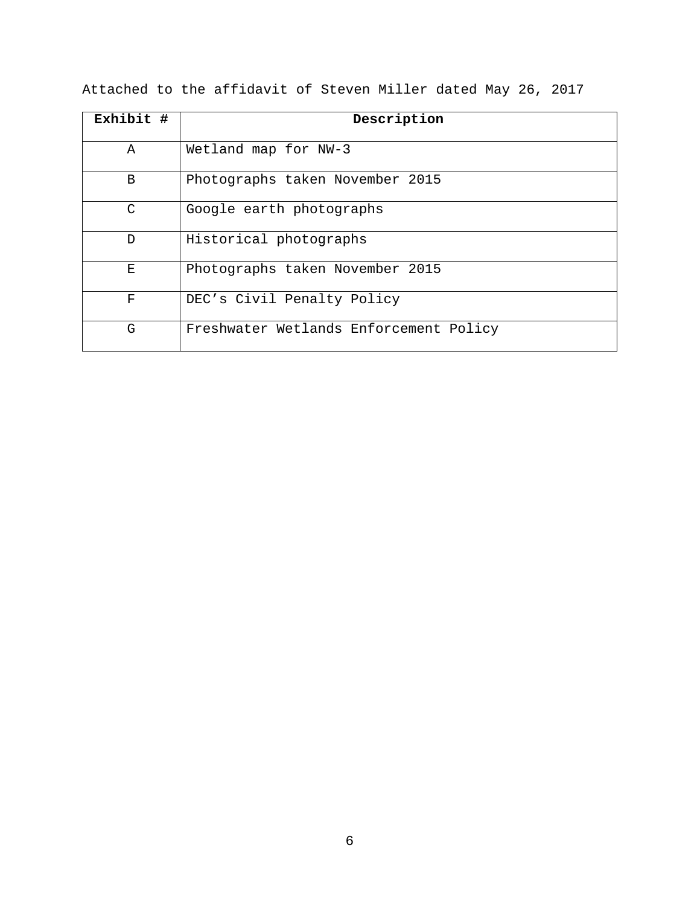Attached to the affidavit of Steven Miller dated May 26, 2017

| **Exhibit #** | **Description** |
|---|---|
| A | Wetland map for NW-3 |
| B | Photographs taken November 2015 |
| C | Google earth photographs |
| D | Historical photographs |
| E | Photographs taken November 2015 |
| F | DEC's Civil Penalty Policy |
| G | Freshwater Wetlands Enforcement Policy |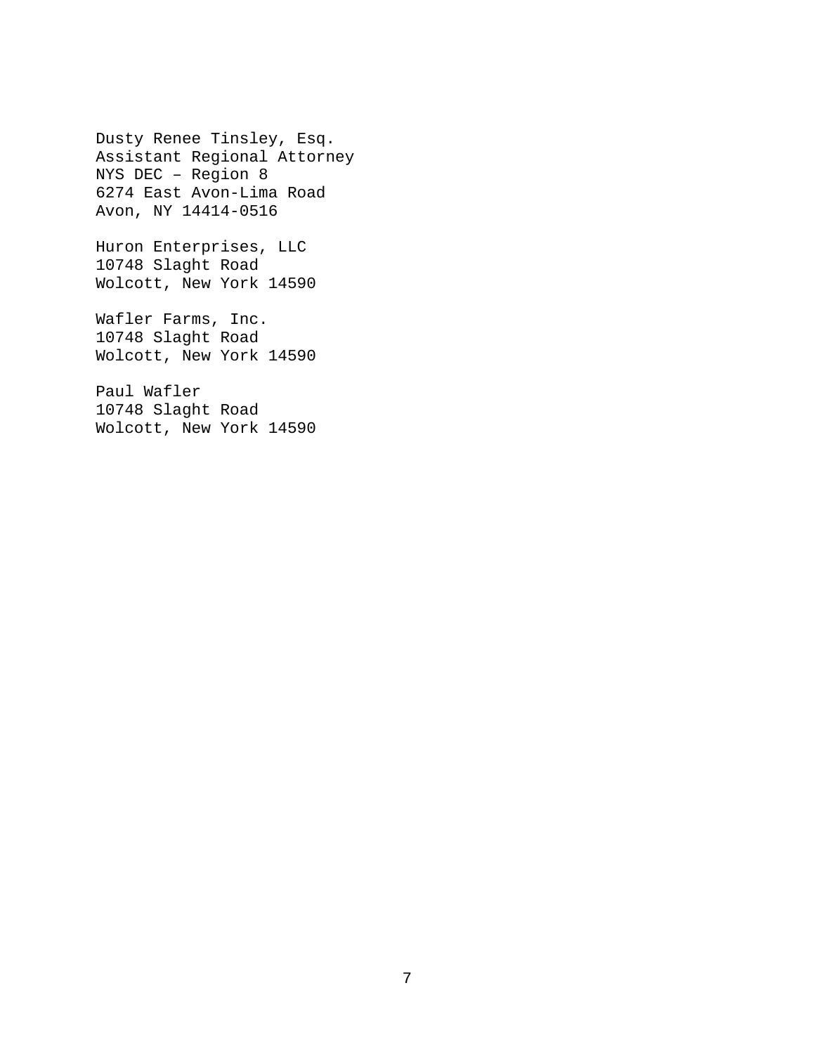Dusty Renee Tinsley, Esq.
Assistant Regional Attorney
NYS DEC – Region 8
6274 East Avon-Lima Road
Avon, NY 14414-0516

Huron Enterprises, LLC
10748 Slaght Road
Wolcott, New York 14590

Wafler Farms, Inc.
10748 Slaght Road
Wolcott, New York 14590

Paul Wafler
10748 Slaght Road
Wolcott, New York 14590